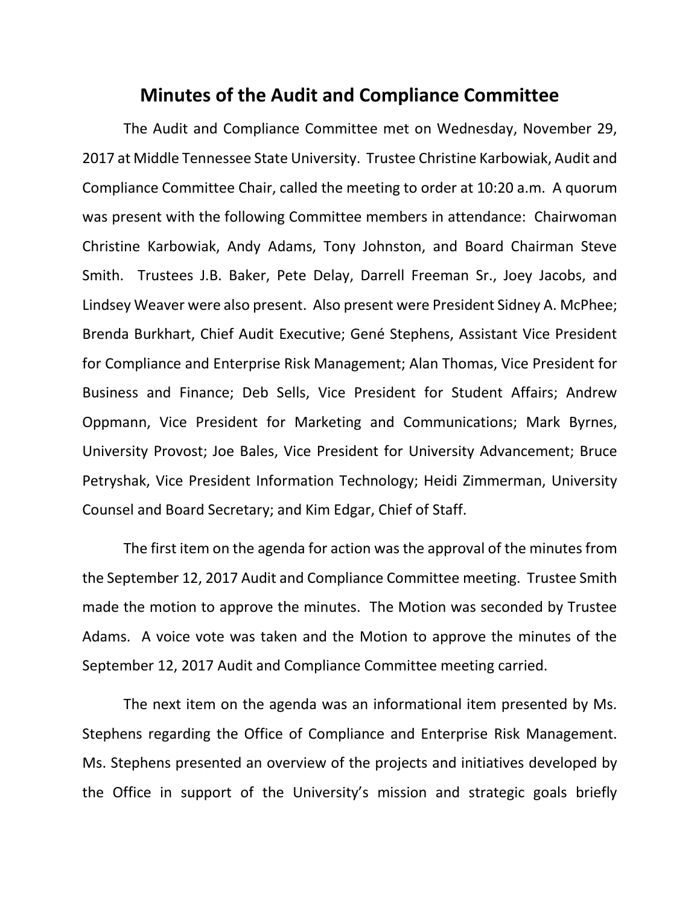# Minutes of the Audit and Compliance Committee

The Audit and Compliance Committee met on Wednesday, November 29, 2017 at Middle Tennessee State University. Trustee Christine Karbowiak, Audit and Compliance Committee Chair, called the meeting to order at 10:20 a.m. A quorum was present with the following Committee members in attendance: Chairwoman Christine Karbowiak, Andy Adams, Tony Johnston, and Board Chairman Steve Smith. Trustees J.B. Baker, Pete Delay, Darrell Freeman Sr., Joey Jacobs, and Lindsey Weaver were also present. Also present were President Sidney A. McPhee; Brenda Burkhart, Chief Audit Executive; Gené Stephens, Assistant Vice President for Compliance and Enterprise Risk Management; Alan Thomas, Vice President for Business and Finance; Deb Sells, Vice President for Student Affairs; Andrew Oppmann, Vice President for Marketing and Communications; Mark Byrnes, University Provost; Joe Bales, Vice President for University Advancement; Bruce Petryshak, Vice President Information Technology; Heidi Zimmerman, University Counsel and Board Secretary; and Kim Edgar, Chief of Staff.

The first item on the agenda for action was the approval of the minutes from the September 12, 2017 Audit and Compliance Committee meeting. Trustee Smith made the motion to approve the minutes. The Motion was seconded by Trustee Adams. A voice vote was taken and the Motion to approve the minutes of the September 12, 2017 Audit and Compliance Committee meeting carried.

The next item on the agenda was an informational item presented by Ms. Stephens regarding the Office of Compliance and Enterprise Risk Management. Ms. Stephens presented an overview of the projects and initiatives developed by the Office in support of the University's mission and strategic goals briefly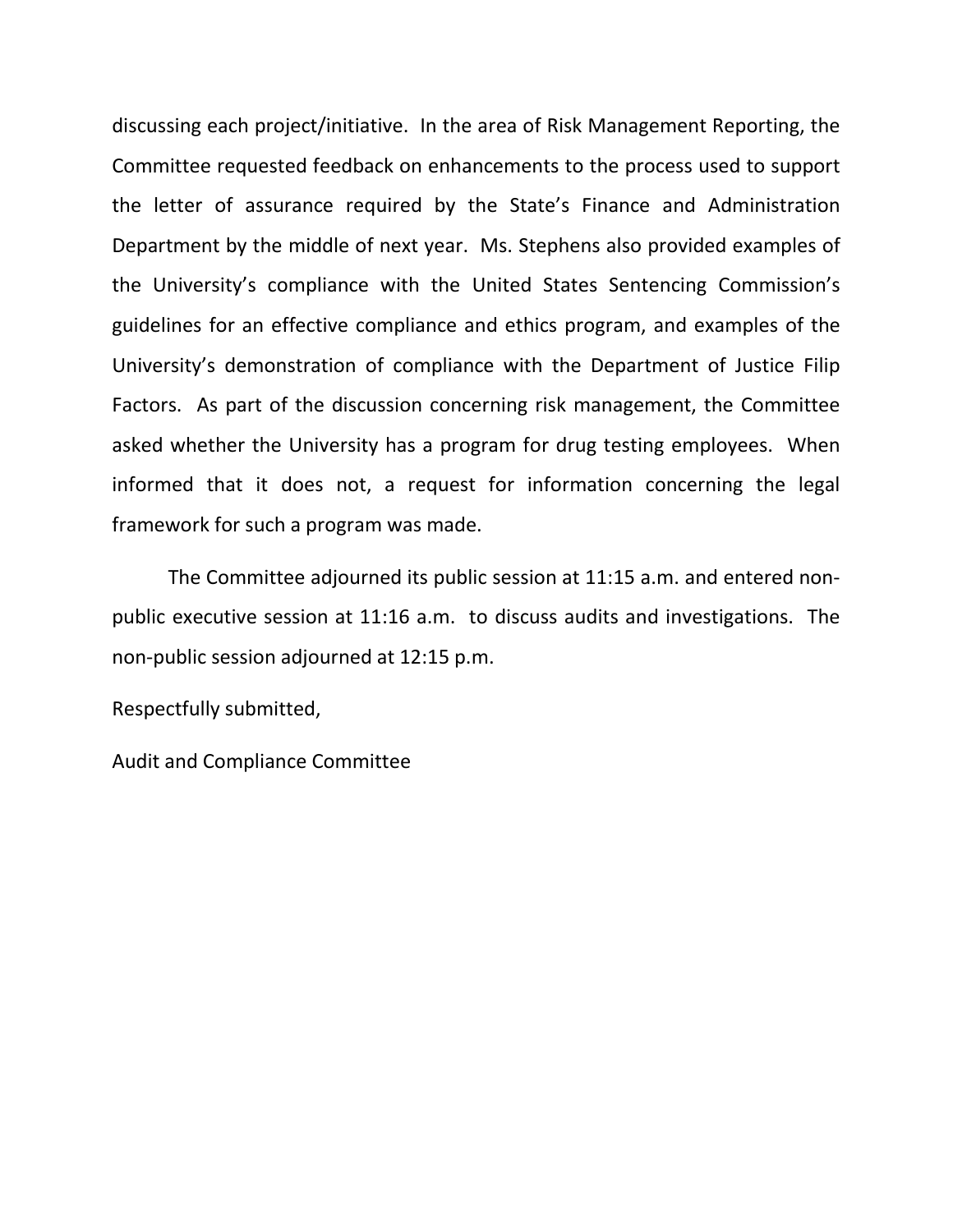discussing each project/initiative. In the area of Risk Management Reporting, the Committee requested feedback on enhancements to the process used to support the letter of assurance required by the State's Finance and Administration Department by the middle of next year. Ms. Stephens also provided examples of the University's compliance with the United States Sentencing Commission's guidelines for an effective compliance and ethics program, and examples of the University's demonstration of compliance with the Department of Justice Filip Factors. As part of the discussion concerning risk management, the Committee asked whether the University has a program for drug testing employees. When informed that it does not, a request for information concerning the legal framework for such a program was made.

The Committee adjourned its public session at 11:15 a.m. and entered non-public executive session at 11:16 a.m. to discuss audits and investigations. The non-public session adjourned at 12:15 p.m.

Respectfully submitted,

Audit and Compliance Committee